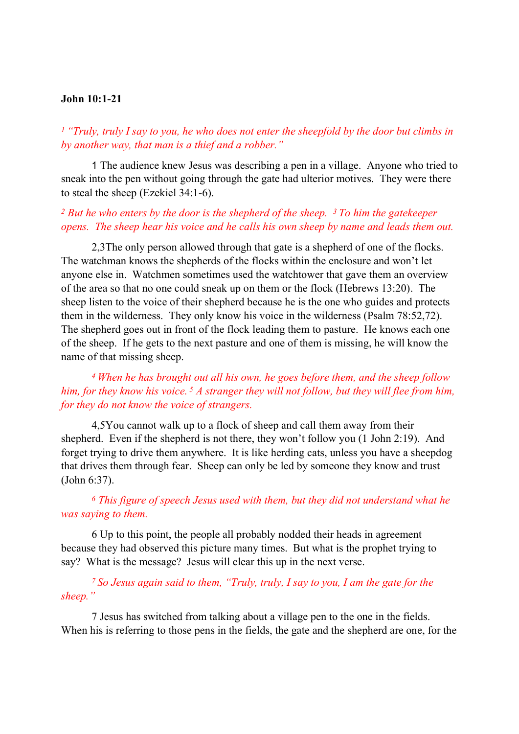**John 10:1-21**

*[1] "Truly, truly I say to you, he who does not enter the sheepfold by the door but climbs in by another way, that man is a thief and a robber."*

1 The audience knew Jesus was describing a pen in a village. Anyone who tried to sneak into the pen without going through the gate had ulterior motives. They were there to steal the sheep (Ezekiel 34:1-6).

*[2] But he who enters by the door is the shepherd of the sheep. [3] To him the gatekeeper opens. The sheep hear his voice and he calls his own sheep by name and leads them out.*

2,3The only person allowed through that gate is a shepherd of one of the flocks. The watchman knows the shepherds of the flocks within the enclosure and won't let anyone else in. Watchmen sometimes used the watchtower that gave them an overview of the area so that no one could sneak up on them or the flock (Hebrews 13:20). The sheep listen to the voice of their shepherd because he is the one who guides and protects them in the wilderness. They only know his voice in the wilderness (Psalm 78:52,72). The shepherd goes out in front of the flock leading them to pasture. He knows each one of the sheep. If he gets to the next pasture and one of them is missing, he will know the name of that missing sheep.

*[4] When he has brought out all his own, he goes before them, and the sheep follow him, for they know his voice. [5] A stranger they will not follow, but they will flee from him, for they do not know the voice of strangers.*

4,5You cannot walk up to a flock of sheep and call them away from their shepherd. Even if the shepherd is not there, they won't follow you (1 John 2:19). And forget trying to drive them anywhere. It is like herding cats, unless you have a sheepdog that drives them through fear. Sheep can only be led by someone they know and trust (John 6:37).

*[6] This figure of speech Jesus used with them, but they did not understand what he was saying to them.*

6 Up to this point, the people all probably nodded their heads in agreement because they had observed this picture many times. But what is the prophet trying to say? What is the message? Jesus will clear this up in the next verse.

*[7] So Jesus again said to them, "Truly, truly, I say to you, I am the gate for the sheep."*

7 Jesus has switched from talking about a village pen to the one in the fields. When his is referring to those pens in the fields, the gate and the shepherd are one, for the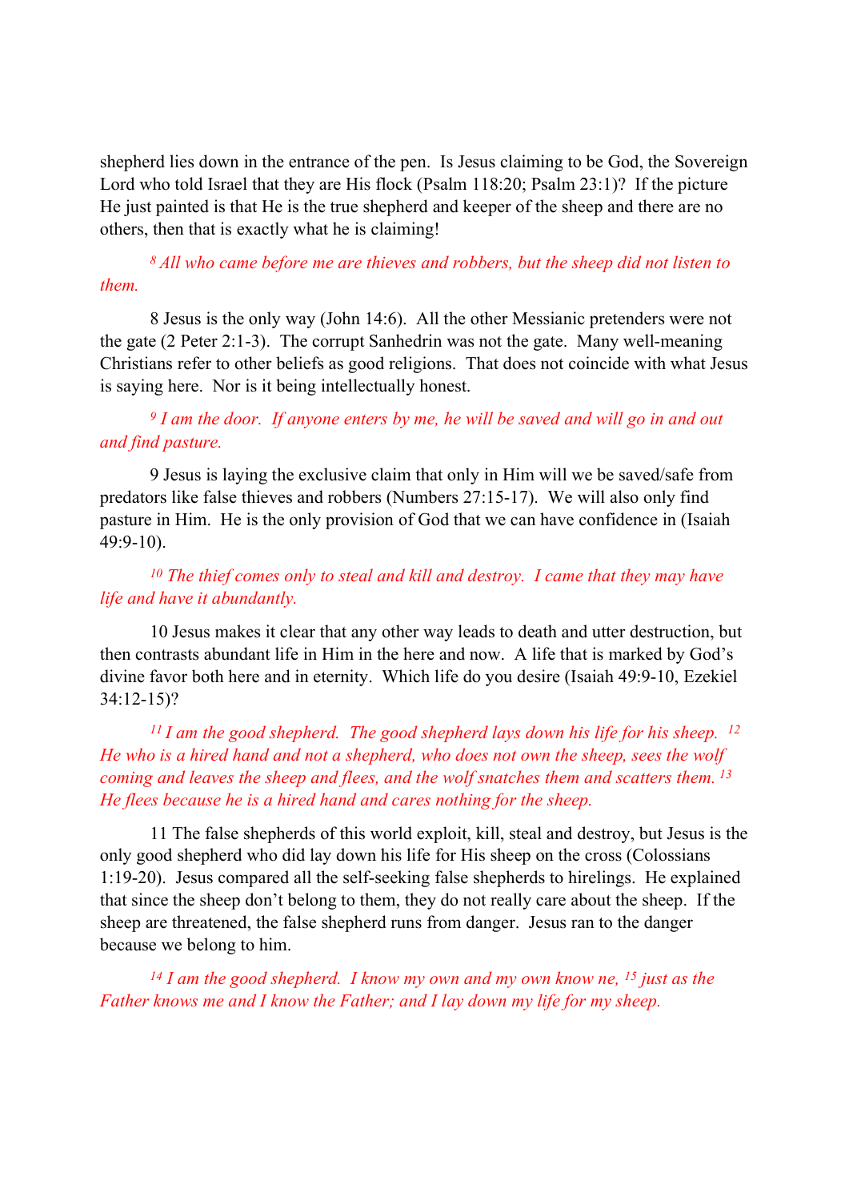shepherd lies down in the entrance of the pen. Is Jesus claiming to be God, the Sovereign Lord who told Israel that they are His flock (Psalm 118:20; Psalm 23:1)? If the picture He just painted is that He is the true shepherd and keeper of the sheep and there are no others, then that is exactly what he is claiming!

*[8] All who came before me are thieves and robbers, but the sheep did not listen to them.*

8 Jesus is the only way (John 14:6). All the other Messianic pretenders were not the gate (2 Peter 2:1-3). The corrupt Sanhedrin was not the gate. Many well-meaning Christians refer to other beliefs as good religions. That does not coincide with what Jesus is saying here. Nor is it being intellectually honest.

*[9] I am the door. If anyone enters by me, he will be saved and will go in and out and find pasture.*

9 Jesus is laying the exclusive claim that only in Him will we be saved/safe from predators like false thieves and robbers (Numbers 27:15-17). We will also only find pasture in Him. He is the only provision of God that we can have confidence in (Isaiah 49:9-10).

*[10] The thief comes only to steal and kill and destroy. I came that they may have life and have it abundantly.*

10 Jesus makes it clear that any other way leads to death and utter destruction, but then contrasts abundant life in Him in the here and now. A life that is marked by God's divine favor both here and in eternity. Which life do you desire (Isaiah 49:9-10, Ezekiel 34:12-15)?

*[11] I am the good shepherd. The good shepherd lays down his life for his sheep. [12] He who is a hired hand and not a shepherd, who does not own the sheep, sees the wolf coming and leaves the sheep and flees, and the wolf snatches them and scatters them. [13] He flees because he is a hired hand and cares nothing for the sheep.*

11 The false shepherds of this world exploit, kill, steal and destroy, but Jesus is the only good shepherd who did lay down his life for His sheep on the cross (Colossians 1:19-20). Jesus compared all the self-seeking false shepherds to hirelings. He explained that since the sheep don't belong to them, they do not really care about the sheep. If the sheep are threatened, the false shepherd runs from danger. Jesus ran to the danger because we belong to him.

*[14] I am the good shepherd. I know my own and my own know ne, [15] just as the Father knows me and I know the Father; and I lay down my life for my sheep.*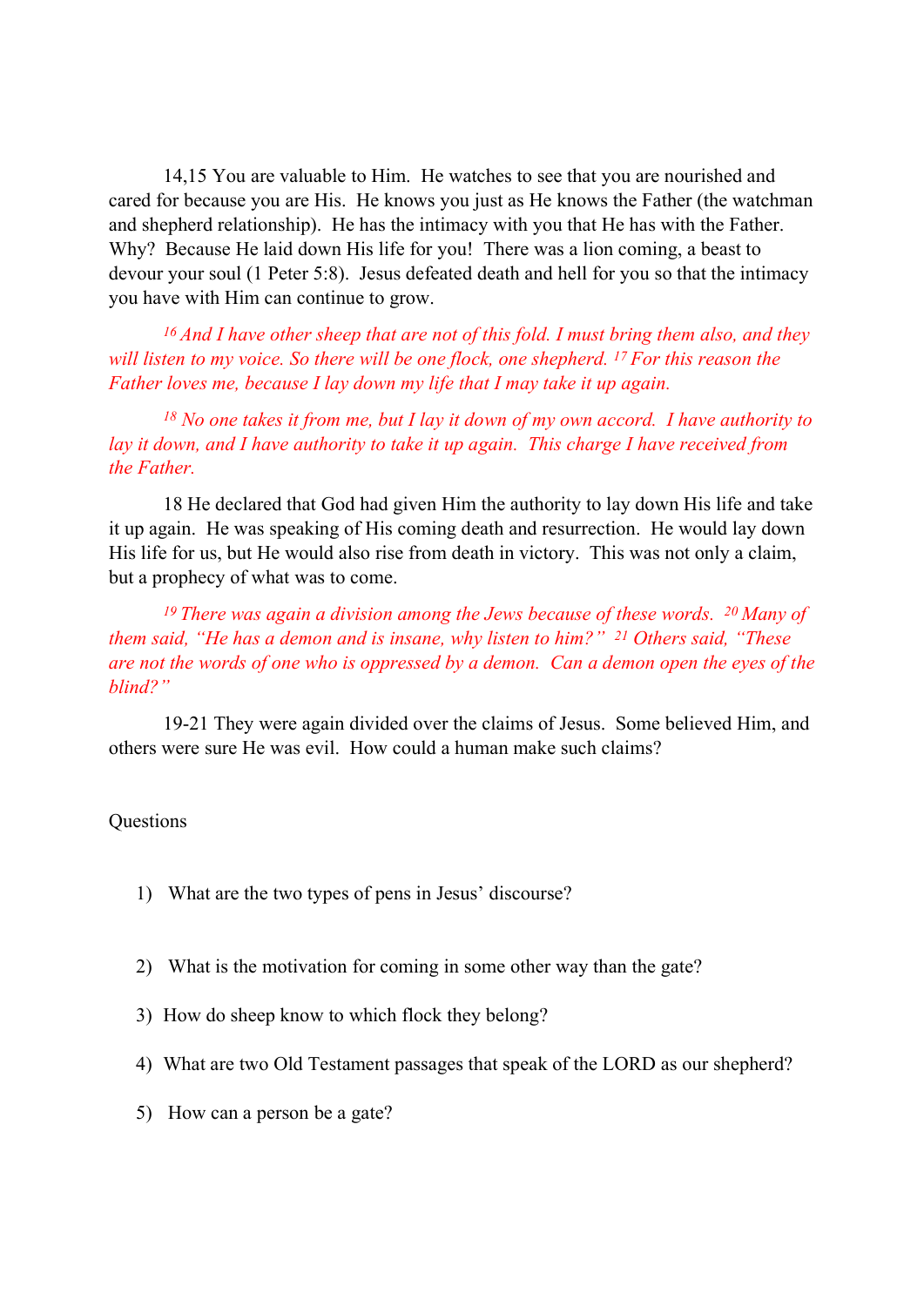14,15 You are valuable to Him. He watches to see that you are nourished and cared for because you are His. He knows you just as He knows the Father (the watchman and shepherd relationship). He has the intimacy with you that He has with the Father. Why? Because He laid down His life for you! There was a lion coming, a beast to devour your soul (1 Peter 5:8). Jesus defeated death and hell for you so that the intimacy you have with Him can continue to grow.

*[16] And I have other sheep that are not of this fold. I must bring them also, and they will listen to my voice. So there will be one flock, one shepherd. [17] For this reason the Father loves me, because I lay down my life that I may take it up again.*

*[18] No one takes it from me, but I lay it down of my own accord. I have authority to lay it down, and I have authority to take it up again. This charge I have received from the Father.*

18 He declared that God had given Him the authority to lay down His life and take it up again. He was speaking of His coming death and resurrection. He would lay down His life for us, but He would also rise from death in victory. This was not only a claim, but a prophecy of what was to come.

*[19] There was again a division among the Jews because of these words. [20] Many of them said, "He has a demon and is insane, why listen to him?" [21] Others said, "These are not the words of one who is oppressed by a demon. Can a demon open the eyes of the blind?"*

19-21 They were again divided over the claims of Jesus. Some believed Him, and others were sure He was evil. How could a human make such claims?

Questions

1) What are the two types of pens in Jesus' discourse?

2) What is the motivation for coming in some other way than the gate?

3) How do sheep know to which flock they belong?

4) What are two Old Testament passages that speak of the LORD as our shepherd?

5) How can a person be a gate?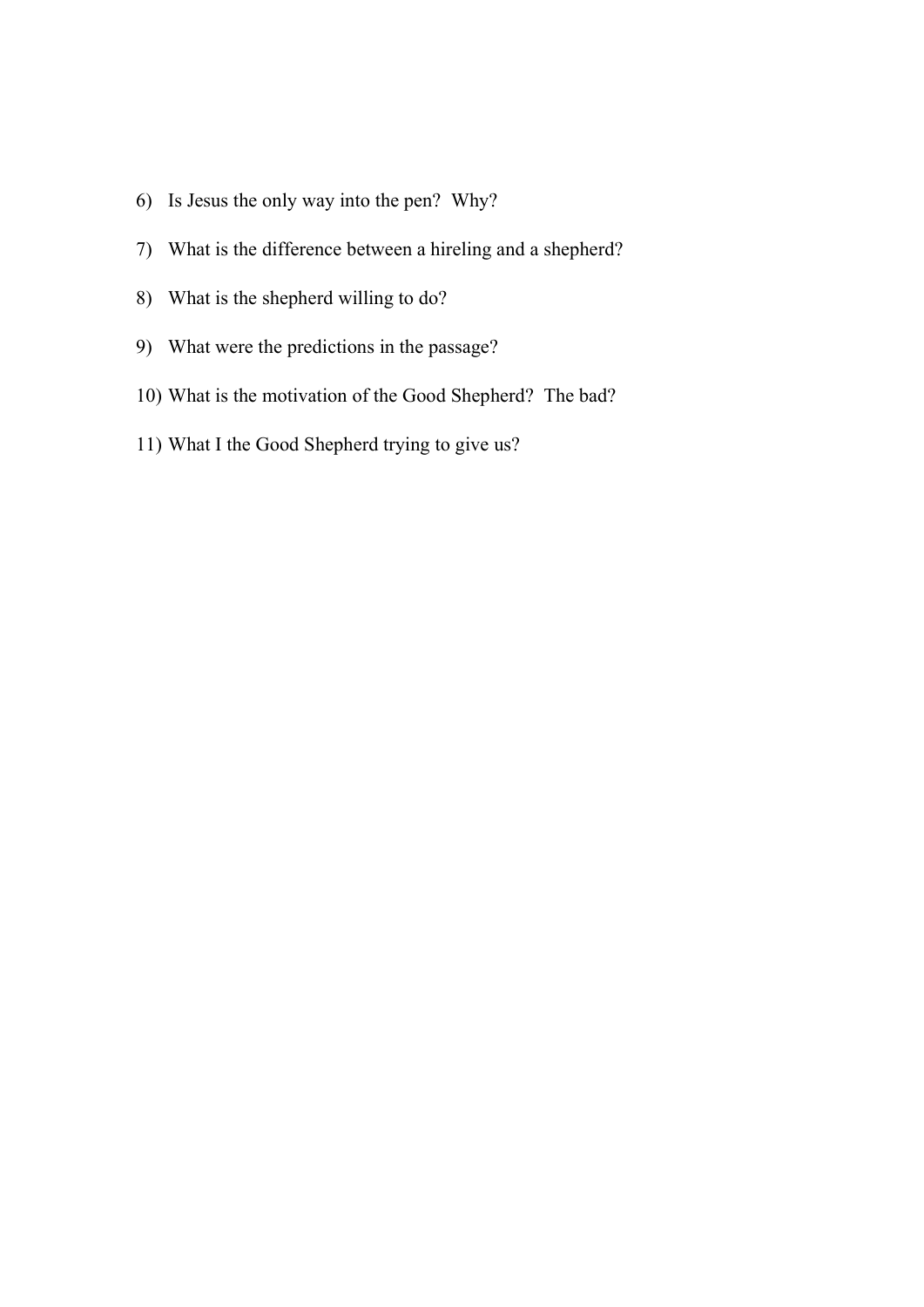6) Is Jesus the only way into the pen? Why?

7) What is the difference between a hireling and a shepherd?

8) What is the shepherd willing to do?

9) What were the predictions in the passage?

10) What is the motivation of the Good Shepherd? The bad?

11) What I the Good Shepherd trying to give us?